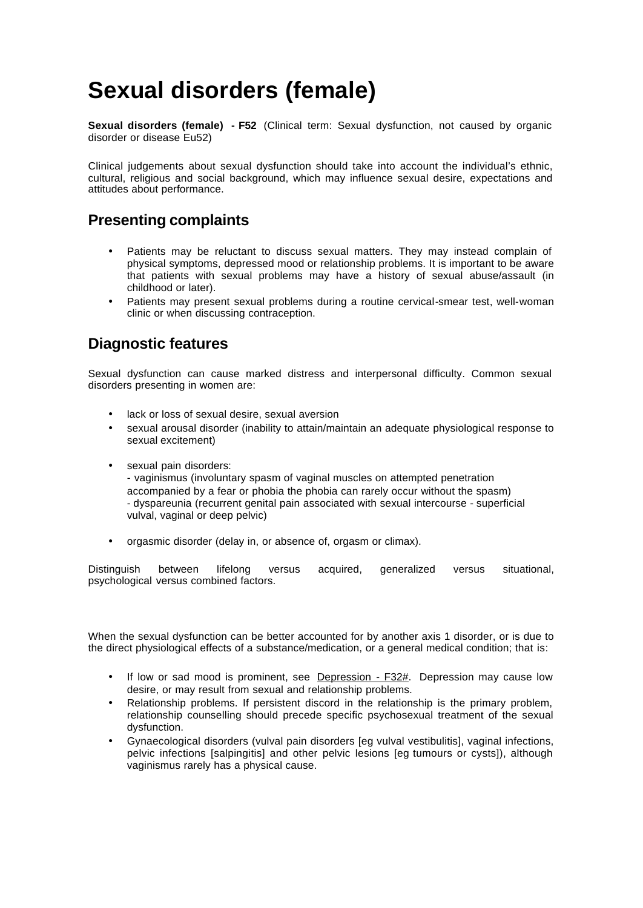# Sexual disorders (female)

**Sexual disorders (female) - F52** (Clinical term: Sexual dysfunction, not caused by organic disorder or disease Eu52)

Clinical judgements about sexual dysfunction should take into account the individual's ethnic, cultural, religious and social background, which may influence sexual desire, expectations and attitudes about performance.

## Presenting complaints

- Patients may be reluctant to discuss sexual matters. They may instead complain of physical symptoms, depressed mood or relationship problems. It is important to be aware that patients with sexual problems may have a history of sexual abuse/assault (in childhood or later).
- Patients may present sexual problems during a routine cervical-smear test, well-woman clinic or when discussing contraception.

## Diagnostic features

Sexual dysfunction can cause marked distress and interpersonal difficulty. Common sexual disorders presenting in women are:

- lack or loss of sexual desire, sexual aversion
- sexual arousal disorder (inability to attain/maintain an adequate physiological response to sexual excitement)
- sexual pain disorders:
  - vaginismus (involuntary spasm of vaginal muscles on attempted penetration accompanied by a fear or phobia the phobia can rarely occur without the spasm)
  - dyspareunia (recurrent genital pain associated with sexual intercourse - superficial vulval, vaginal or deep pelvic)
- orgasmic disorder (delay in, or absence of, orgasm or climax).

Distinguish between lifelong versus acquired, generalized versus situational, psychological versus combined factors.

When the sexual dysfunction can be better accounted for by another axis 1 disorder, or is due to the direct physiological effects of a substance/medication, or a general medical condition; that is:

- If low or sad mood is prominent, see Depression - F32#. Depression may cause low desire, or may result from sexual and relationship problems.
- Relationship problems. If persistent discord in the relationship is the primary problem, relationship counselling should precede specific psychosexual treatment of the sexual dysfunction.
- Gynaecological disorders (vulval pain disorders [eg vulval vestibulitis], vaginal infections, pelvic infections [salpingitis] and other pelvic lesions [eg tumours or cysts]), although vaginismus rarely has a physical cause.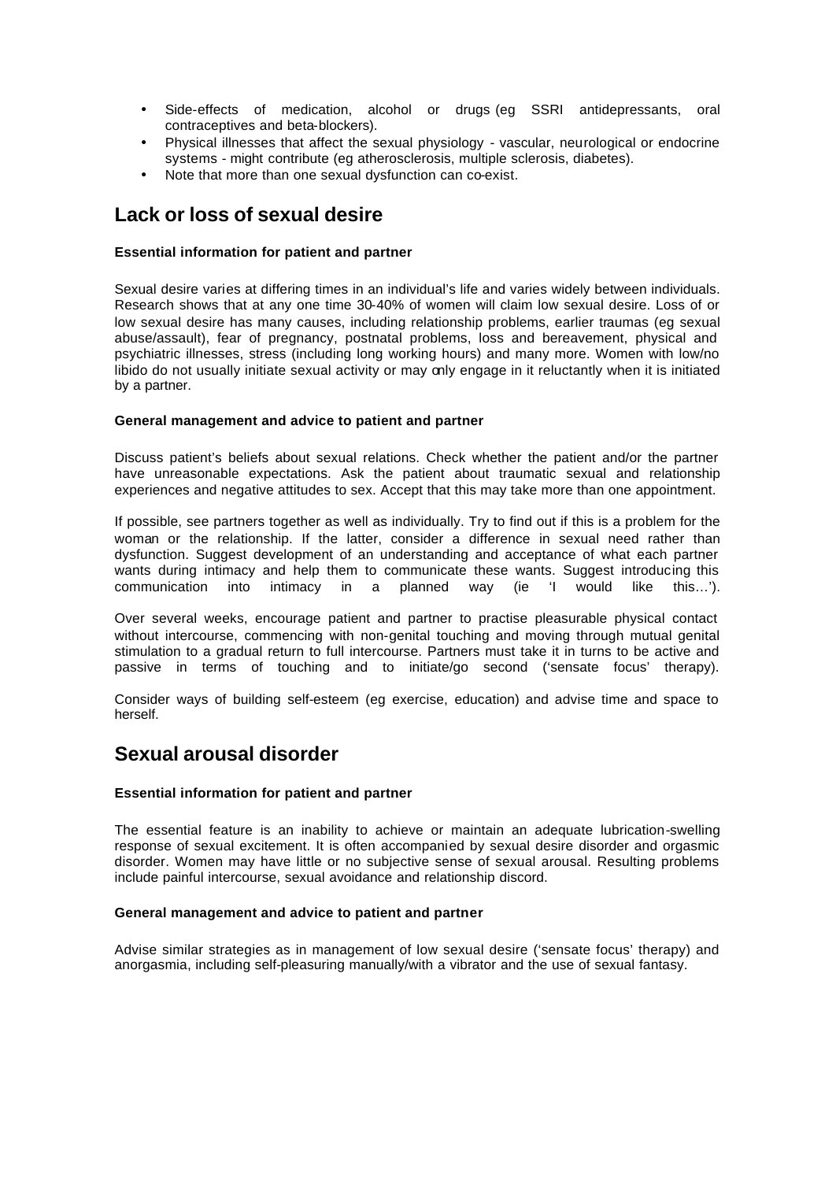- Side-effects of medication, alcohol or drugs (eg SSRI antidepressants, oral contraceptives and beta-blockers).
- Physical illnesses that affect the sexual physiology - vascular, neurological or endocrine systems - might contribute (eg atherosclerosis, multiple sclerosis, diabetes).
- Note that more than one sexual dysfunction can co-exist.

## Lack or loss of sexual desire

**Essential information for patient and partner**

Sexual desire varies at differing times in an individual's life and varies widely between individuals. Research shows that at any one time 30-40% of women will claim low sexual desire. Loss of or low sexual desire has many causes, including relationship problems, earlier traumas (eg sexual abuse/assault), fear of pregnancy, postnatal problems, loss and bereavement, physical and psychiatric illnesses, stress (including long working hours) and many more. Women with low/no libido do not usually initiate sexual activity or may only engage in it reluctantly when it is initiated by a partner.

**General management and advice to patient and partner**

Discuss patient's beliefs about sexual relations. Check whether the patient and/or the partner have unreasonable expectations. Ask the patient about traumatic sexual and relationship experiences and negative attitudes to sex. Accept that this may take more than one appointment.

If possible, see partners together as well as individually. Try to find out if this is a problem for the woman or the relationship. If the latter, consider a difference in sexual need rather than dysfunction. Suggest development of an understanding and acceptance of what each partner wants during intimacy and help them to communicate these wants. Suggest introducing this communication into intimacy in a planned way (ie 'I would like this…').

Over several weeks, encourage patient and partner to practise pleasurable physical contact without intercourse, commencing with non-genital touching and moving through mutual genital stimulation to a gradual return to full intercourse. Partners must take it in turns to be active and passive in terms of touching and to initiate/go second ('sensate focus' therapy).

Consider ways of building self-esteem (eg exercise, education) and advise time and space to herself.

## Sexual arousal disorder

**Essential information for patient and partner**

The essential feature is an inability to achieve or maintain an adequate lubrication-swelling response of sexual excitement. It is often accompanied by sexual desire disorder and orgasmic disorder. Women may have little or no subjective sense of sexual arousal. Resulting problems include painful intercourse, sexual avoidance and relationship discord.

**General management and advice to patient and partner**

Advise similar strategies as in management of low sexual desire ('sensate focus' therapy) and anorgasmia, including self-pleasuring manually/with a vibrator and the use of sexual fantasy.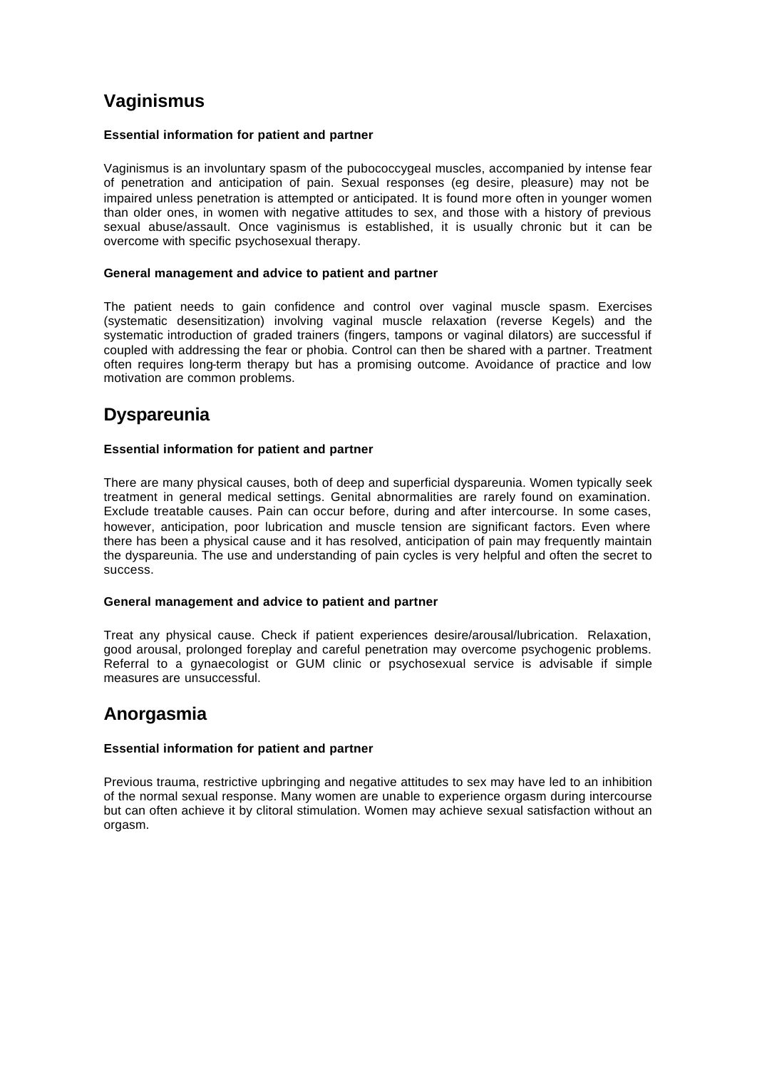## Vaginismus

**Essential information for patient and partner**

Vaginismus is an involuntary spasm of the pubococcygeal muscles, accompanied by intense fear of penetration and anticipation of pain. Sexual responses (eg desire, pleasure) may not be impaired unless penetration is attempted or anticipated. It is found more often in younger women than older ones, in women with negative attitudes to sex, and those with a history of previous sexual abuse/assault. Once vaginismus is established, it is usually chronic but it can be overcome with specific psychosexual therapy.

**General management and advice to patient and partner**

The patient needs to gain confidence and control over vaginal muscle spasm. Exercises (systematic desensitization) involving vaginal muscle relaxation (reverse Kegels) and the systematic introduction of graded trainers (fingers, tampons or vaginal dilators) are successful if coupled with addressing the fear or phobia. Control can then be shared with a partner. Treatment often requires long-term therapy but has a promising outcome. Avoidance of practice and low motivation are common problems.

## Dyspareunia

**Essential information for patient and partner**

There are many physical causes, both of deep and superficial dyspareunia. Women typically seek treatment in general medical settings. Genital abnormalities are rarely found on examination. Exclude treatable causes. Pain can occur before, during and after intercourse. In some cases, however, anticipation, poor lubrication and muscle tension are significant factors. Even where there has been a physical cause and it has resolved, anticipation of pain may frequently maintain the dyspareunia. The use and understanding of pain cycles is very helpful and often the secret to success.

**General management and advice to patient and partner**

Treat any physical cause. Check if patient experiences desire/arousal/lubrication. Relaxation, good arousal, prolonged foreplay and careful penetration may overcome psychogenic problems. Referral to a gynaecologist or GUM clinic or psychosexual service is advisable if simple measures are unsuccessful.

## Anorgasmia

**Essential information for patient and partner**

Previous trauma, restrictive upbringing and negative attitudes to sex may have led to an inhibition of the normal sexual response. Many women are unable to experience orgasm during intercourse but can often achieve it by clitoral stimulation. Women may achieve sexual satisfaction without an orgasm.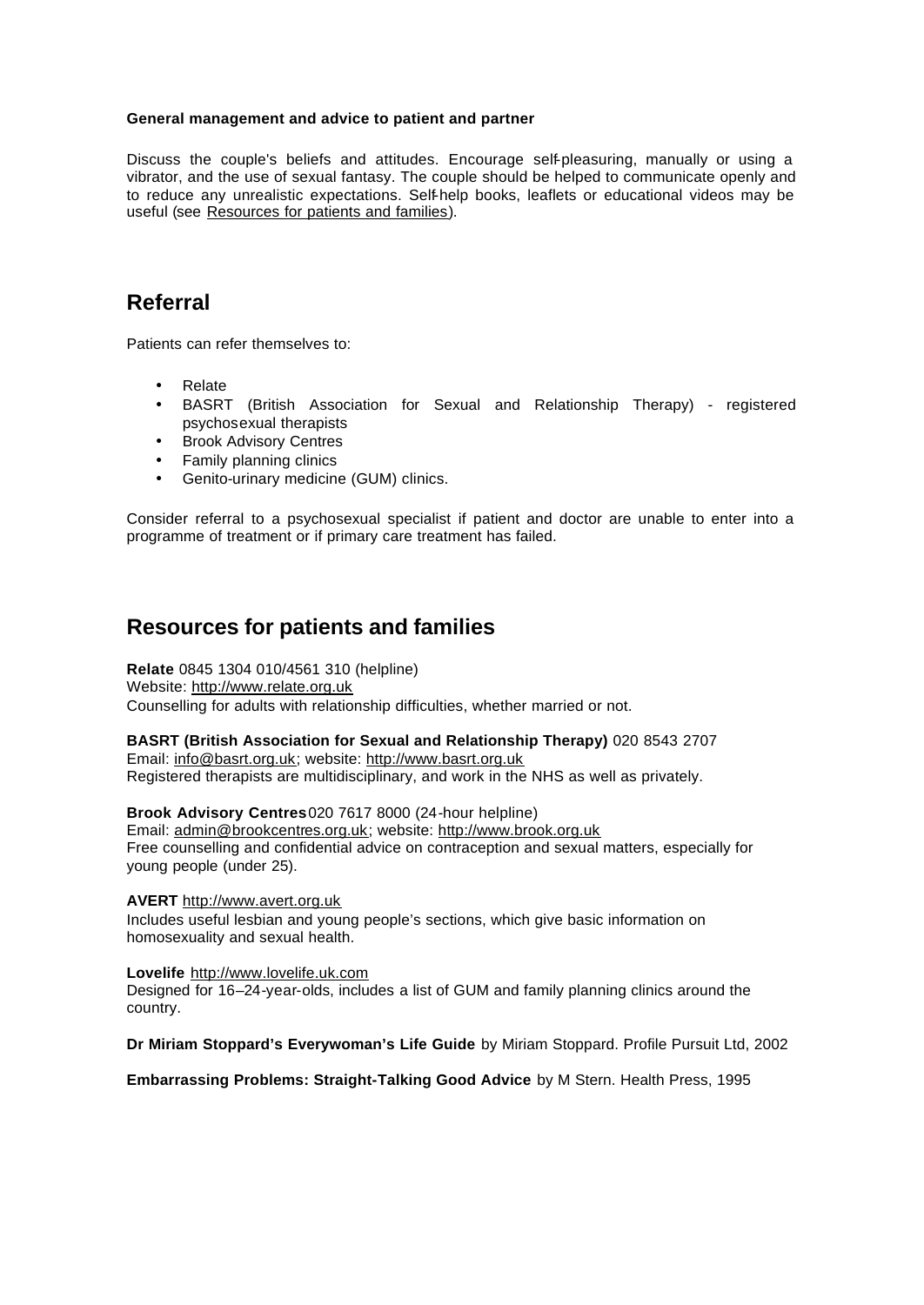**General management and advice to patient and partner**

Discuss the couple's beliefs and attitudes. Encourage self-pleasuring, manually or using a vibrator, and the use of sexual fantasy. The couple should be helped to communicate openly and to reduce any unrealistic expectations. Self-help books, leaflets or educational videos may be useful (see Resources for patients and families).

## Referral

Patients can refer themselves to:

- Relate
- BASRT (British Association for Sexual and Relationship Therapy) - registered psychosexual therapists
- Brook Advisory Centres
- Family planning clinics
- Genito-urinary medicine (GUM) clinics.

Consider referral to a psychosexual specialist if patient and doctor are unable to enter into a programme of treatment or if primary care treatment has failed.

## Resources for patients and families

**Relate** 0845 1304 010/4561 310 (helpline)
Website: http://www.relate.org.uk
Counselling for adults with relationship difficulties, whether married or not.

**BASRT (British Association for Sexual and Relationship Therapy)** 020 8543 2707
Email: info@basrt.org.uk; website: http://www.basrt.org.uk
Registered therapists are multidisciplinary, and work in the NHS as well as privately.

**Brook Advisory Centres** 020 7617 8000 (24-hour helpline)
Email: admin@brookcentres.org.uk; website: http://www.brook.org.uk
Free counselling and confidential advice on contraception and sexual matters, especially for young people (under 25).

**AVERT** http://www.avert.org.uk
Includes useful lesbian and young people's sections, which give basic information on homosexuality and sexual health.

**Lovelife** http://www.lovelife.uk.com
Designed for 16–24-year-olds, includes a list of GUM and family planning clinics around the country.

**Dr Miriam Stoppard's Everywoman's Life Guide** by Miriam Stoppard. Profile Pursuit Ltd, 2002

**Embarrassing Problems: Straight-Talking Good Advice** by M Stern. Health Press, 1995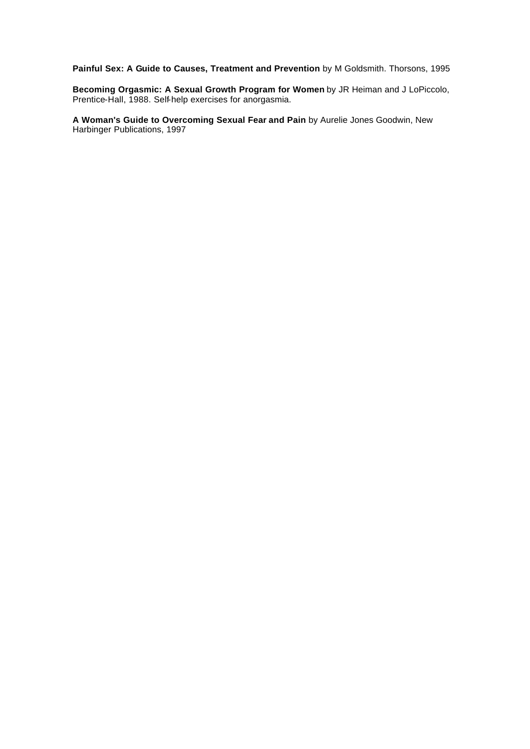**Painful Sex: A Guide to Causes, Treatment and Prevention** by M Goldsmith. Thorsons, 1995

**Becoming Orgasmic: A Sexual Growth Program for Women** by JR Heiman and J LoPiccolo, Prentice-Hall, 1988. Self-help exercises for anorgasmia.

**A Woman's Guide to Overcoming Sexual Fear and Pain** by Aurelie Jones Goodwin, New Harbinger Publications, 1997